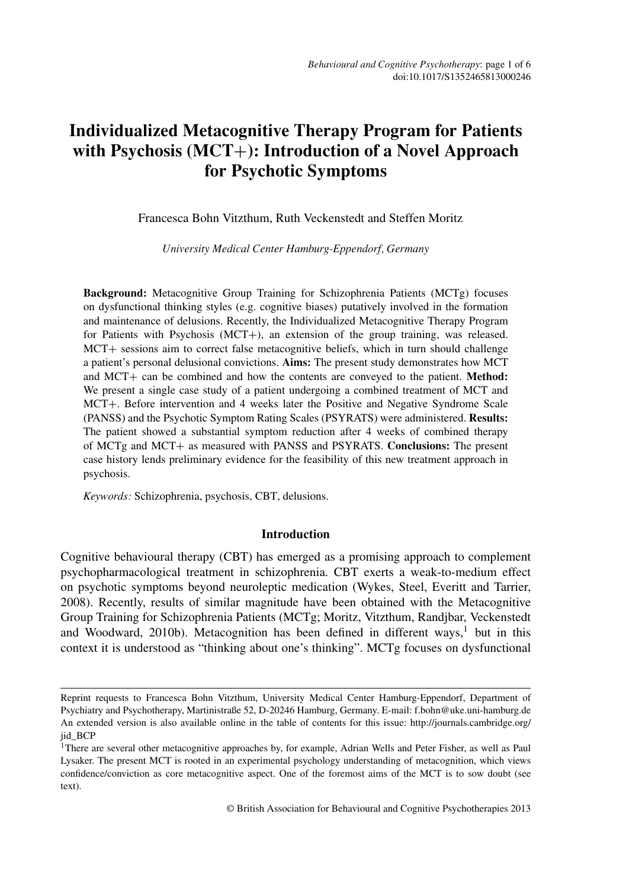# Individualized Metacognitive Therapy Program for Patients with Psychosis (MCT+): Introduction of a Novel Approach for Psychotic Symptoms

Francesca Bohn Vitzthum, Ruth Veckenstedt and Steffen Moritz

*University Medical Center Hamburg-Eppendorf, Germany*

**Background:** Metacognitive Group Training for Schizophrenia Patients (MCTg) focuses on dysfunctional thinking styles (e.g. cognitive biases) putatively involved in the formation and maintenance of delusions. Recently, the Individualized Metacognitive Therapy Program for Patients with Psychosis (MCT+), an extension of the group training, was released. MCT+ sessions aim to correct false metacognitive beliefs, which in turn should challenge a patient's personal delusional convictions. **Aims:** The present study demonstrates how MCT and MCT+ can be combined and how the contents are conveyed to the patient. **Method:** We present a single case study of a patient undergoing a combined treatment of MCT and MCT+. Before intervention and 4 weeks later the Positive and Negative Syndrome Scale (PANSS) and the Psychotic Symptom Rating Scales (PSYRATS) were administered. **Results:** The patient showed a substantial symptom reduction after 4 weeks of combined therapy of MCTg and MCT+ as measured with PANSS and PSYRATS. **Conclusions:** The present case history lends preliminary evidence for the feasibility of this new treatment approach in psychosis.

*Keywords:* Schizophrenia, psychosis, CBT, delusions.

## Introduction

Cognitive behavioural therapy (CBT) has emerged as a promising approach to complement psychopharmacological treatment in schizophrenia. CBT exerts a weak-to-medium effect on psychotic symptoms beyond neuroleptic medication (Wykes, Steel, Everitt and Tarrier, 2008). Recently, results of similar magnitude have been obtained with the Metacognitive Group Training for Schizophrenia Patients (MCTg; Moritz, Vitzthum, Randjbar, Veckenstedt and Woodward, 2010b). Metacognition has been defined in different ways,[1] but in this context it is understood as "thinking about one's thinking". MCTg focuses on dysfunctional

---

Reprint requests to Francesca Bohn Vitzthum, University Medical Center Hamburg-Eppendorf, Department of Psychiatry and Psychotherapy, Martinistraße 52, D-20246 Hamburg, Germany. E-mail: f.bohn@uke.uni-hamburg.de An extended version is also available online in the table of contents for this issue: http://journals.cambridge.org/jid_BCP

[1] There are several other metacognitive approaches by, for example, Adrian Wells and Peter Fisher, as well as Paul Lysaker. The present MCT is rooted in an experimental psychology understanding of metacognition, which views confidence/conviction as core metacognitive aspect. One of the foremost aims of the MCT is to sow doubt (see text).

© British Association for Behavioural and Cognitive Psychotherapies 2013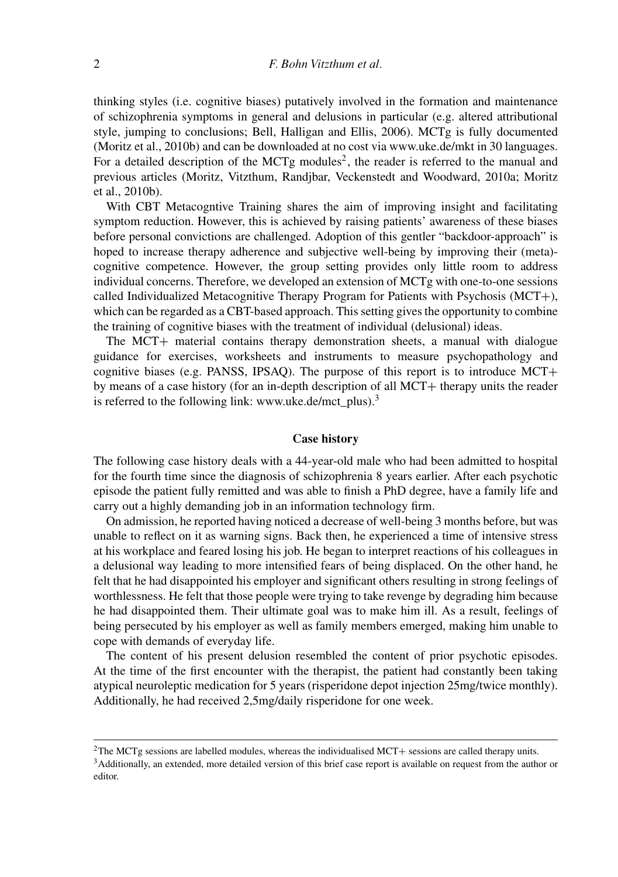thinking styles (i.e. cognitive biases) putatively involved in the formation and maintenance of schizophrenia symptoms in general and delusions in particular (e.g. altered attributional style, jumping to conclusions; Bell, Halligan and Ellis, 2006). MCTg is fully documented (Moritz et al., 2010b) and can be downloaded at no cost via www.uke.de/mkt in 30 languages. For a detailed description of the MCTg modules[2], the reader is referred to the manual and previous articles (Moritz, Vitzthum, Randjbar, Veckenstedt and Woodward, 2010a; Moritz et al., 2010b).

With CBT Metacogntive Training shares the aim of improving insight and facilitating symptom reduction. However, this is achieved by raising patients' awareness of these biases before personal convictions are challenged. Adoption of this gentler "backdoor-approach" is hoped to increase therapy adherence and subjective well-being by improving their (meta)-cognitive competence. However, the group setting provides only little room to address individual concerns. Therefore, we developed an extension of MCTg with one-to-one sessions called Individualized Metacognitive Therapy Program for Patients with Psychosis (MCT+), which can be regarded as a CBT-based approach. This setting gives the opportunity to combine the training of cognitive biases with the treatment of individual (delusional) ideas.

The MCT+ material contains therapy demonstration sheets, a manual with dialogue guidance for exercises, worksheets and instruments to measure psychopathology and cognitive biases (e.g. PANSS, IPSAQ). The purpose of this report is to introduce MCT+ by means of a case history (for an in-depth description of all MCT+ therapy units the reader is referred to the following link: www.uke.de/mct_plus).[3]

## Case history

The following case history deals with a 44-year-old male who had been admitted to hospital for the fourth time since the diagnosis of schizophrenia 8 years earlier. After each psychotic episode the patient fully remitted and was able to finish a PhD degree, have a family life and carry out a highly demanding job in an information technology firm.

On admission, he reported having noticed a decrease of well-being 3 months before, but was unable to reflect on it as warning signs. Back then, he experienced a time of intensive stress at his workplace and feared losing his job. He began to interpret reactions of his colleagues in a delusional way leading to more intensified fears of being displaced. On the other hand, he felt that he had disappointed his employer and significant others resulting in strong feelings of worthlessness. He felt that those people were trying to take revenge by degrading him because he had disappointed them. Their ultimate goal was to make him ill. As a result, feelings of being persecuted by his employer as well as family members emerged, making him unable to cope with demands of everyday life.

The content of his present delusion resembled the content of prior psychotic episodes. At the time of the first encounter with the therapist, the patient had constantly been taking atypical neuroleptic medication for 5 years (risperidone depot injection 25mg/twice monthly). Additionally, he had received 2,5mg/daily risperidone for one week.

---

[2] The MCTg sessions are labelled modules, whereas the individualised MCT+ sessions are called therapy units.

[3] Additionally, an extended, more detailed version of this brief case report is available on request from the author or editor.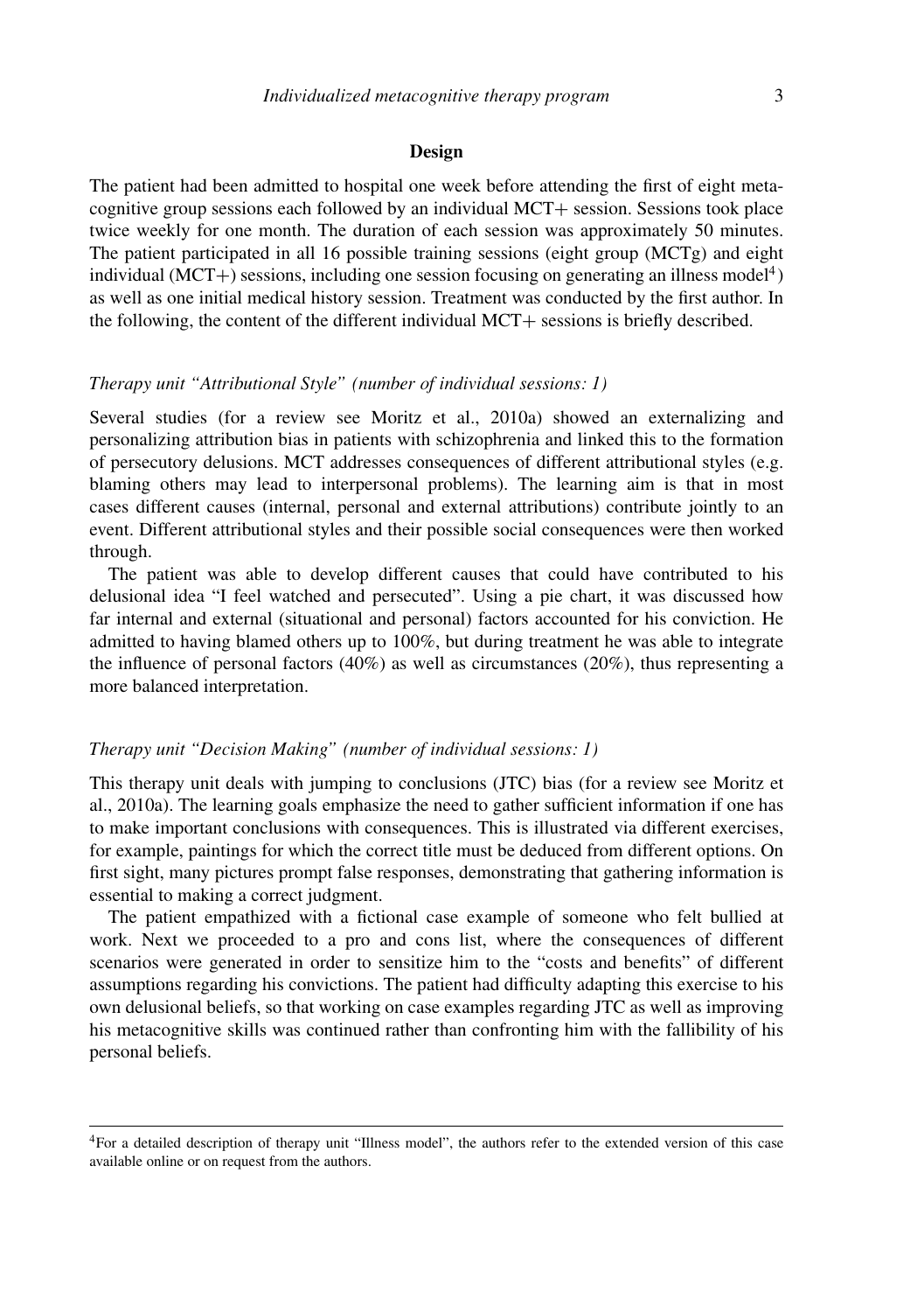## Design

The patient had been admitted to hospital one week before attending the first of eight metacognitive group sessions each followed by an individual MCT+ session. Sessions took place twice weekly for one month. The duration of each session was approximately 50 minutes. The patient participated in all 16 possible training sessions (eight group (MCTg) and eight individual (MCT+) sessions, including one session focusing on generating an illness model[4]) as well as one initial medical history session. Treatment was conducted by the first author. In the following, the content of the different individual MCT+ sessions is briefly described.

### *Therapy unit "Attributional Style" (number of individual sessions: 1)*

Several studies (for a review see Moritz et al., 2010a) showed an externalizing and personalizing attribution bias in patients with schizophrenia and linked this to the formation of persecutory delusions. MCT addresses consequences of different attributional styles (e.g. blaming others may lead to interpersonal problems). The learning aim is that in most cases different causes (internal, personal and external attributions) contribute jointly to an event. Different attributional styles and their possible social consequences were then worked through.

The patient was able to develop different causes that could have contributed to his delusional idea "I feel watched and persecuted". Using a pie chart, it was discussed how far internal and external (situational and personal) factors accounted for his conviction. He admitted to having blamed others up to 100%, but during treatment he was able to integrate the influence of personal factors (40%) as well as circumstances (20%), thus representing a more balanced interpretation.

### *Therapy unit "Decision Making" (number of individual sessions: 1)*

This therapy unit deals with jumping to conclusions (JTC) bias (for a review see Moritz et al., 2010a). The learning goals emphasize the need to gather sufficient information if one has to make important conclusions with consequences. This is illustrated via different exercises, for example, paintings for which the correct title must be deduced from different options. On first sight, many pictures prompt false responses, demonstrating that gathering information is essential to making a correct judgment.

The patient empathized with a fictional case example of someone who felt bullied at work. Next we proceeded to a pro and cons list, where the consequences of different scenarios were generated in order to sensitize him to the "costs and benefits" of different assumptions regarding his convictions. The patient had difficulty adapting this exercise to his own delusional beliefs, so that working on case examples regarding JTC as well as improving his metacognitive skills was continued rather than confronting him with the fallibility of his personal beliefs.

---

[4]For a detailed description of therapy unit "Illness model", the authors refer to the extended version of this case available online or on request from the authors.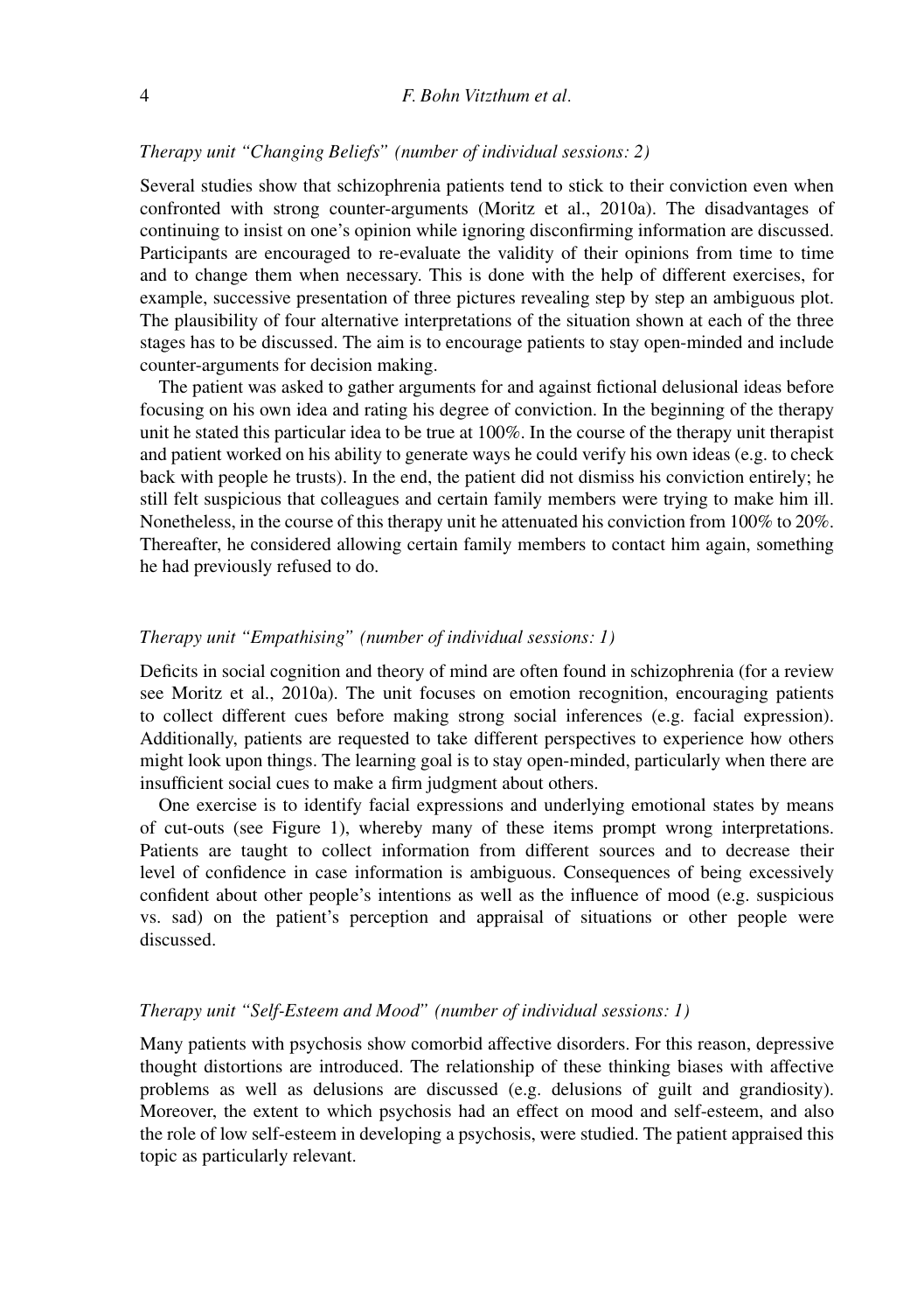*Therapy unit "Changing Beliefs" (number of individual sessions: 2)*

Several studies show that schizophrenia patients tend to stick to their conviction even when confronted with strong counter-arguments (Moritz et al., 2010a). The disadvantages of continuing to insist on one's opinion while ignoring disconfirming information are discussed. Participants are encouraged to re-evaluate the validity of their opinions from time to time and to change them when necessary. This is done with the help of different exercises, for example, successive presentation of three pictures revealing step by step an ambiguous plot. The plausibility of four alternative interpretations of the situation shown at each of the three stages has to be discussed. The aim is to encourage patients to stay open-minded and include counter-arguments for decision making.

The patient was asked to gather arguments for and against fictional delusional ideas before focusing on his own idea and rating his degree of conviction. In the beginning of the therapy unit he stated this particular idea to be true at 100%. In the course of the therapy unit therapist and patient worked on his ability to generate ways he could verify his own ideas (e.g. to check back with people he trusts). In the end, the patient did not dismiss his conviction entirely; he still felt suspicious that colleagues and certain family members were trying to make him ill. Nonetheless, in the course of this therapy unit he attenuated his conviction from 100% to 20%. Thereafter, he considered allowing certain family members to contact him again, something he had previously refused to do.

*Therapy unit "Empathising" (number of individual sessions: 1)*

Deficits in social cognition and theory of mind are often found in schizophrenia (for a review see Moritz et al., 2010a). The unit focuses on emotion recognition, encouraging patients to collect different cues before making strong social inferences (e.g. facial expression). Additionally, patients are requested to take different perspectives to experience how others might look upon things. The learning goal is to stay open-minded, particularly when there are insufficient social cues to make a firm judgment about others.

One exercise is to identify facial expressions and underlying emotional states by means of cut-outs (see Figure 1), whereby many of these items prompt wrong interpretations. Patients are taught to collect information from different sources and to decrease their level of confidence in case information is ambiguous. Consequences of being excessively confident about other people's intentions as well as the influence of mood (e.g. suspicious vs. sad) on the patient's perception and appraisal of situations or other people were discussed.

*Therapy unit "Self-Esteem and Mood" (number of individual sessions: 1)*

Many patients with psychosis show comorbid affective disorders. For this reason, depressive thought distortions are introduced. The relationship of these thinking biases with affective problems as well as delusions are discussed (e.g. delusions of guilt and grandiosity). Moreover, the extent to which psychosis had an effect on mood and self-esteem, and also the role of low self-esteem in developing a psychosis, were studied. The patient appraised this topic as particularly relevant.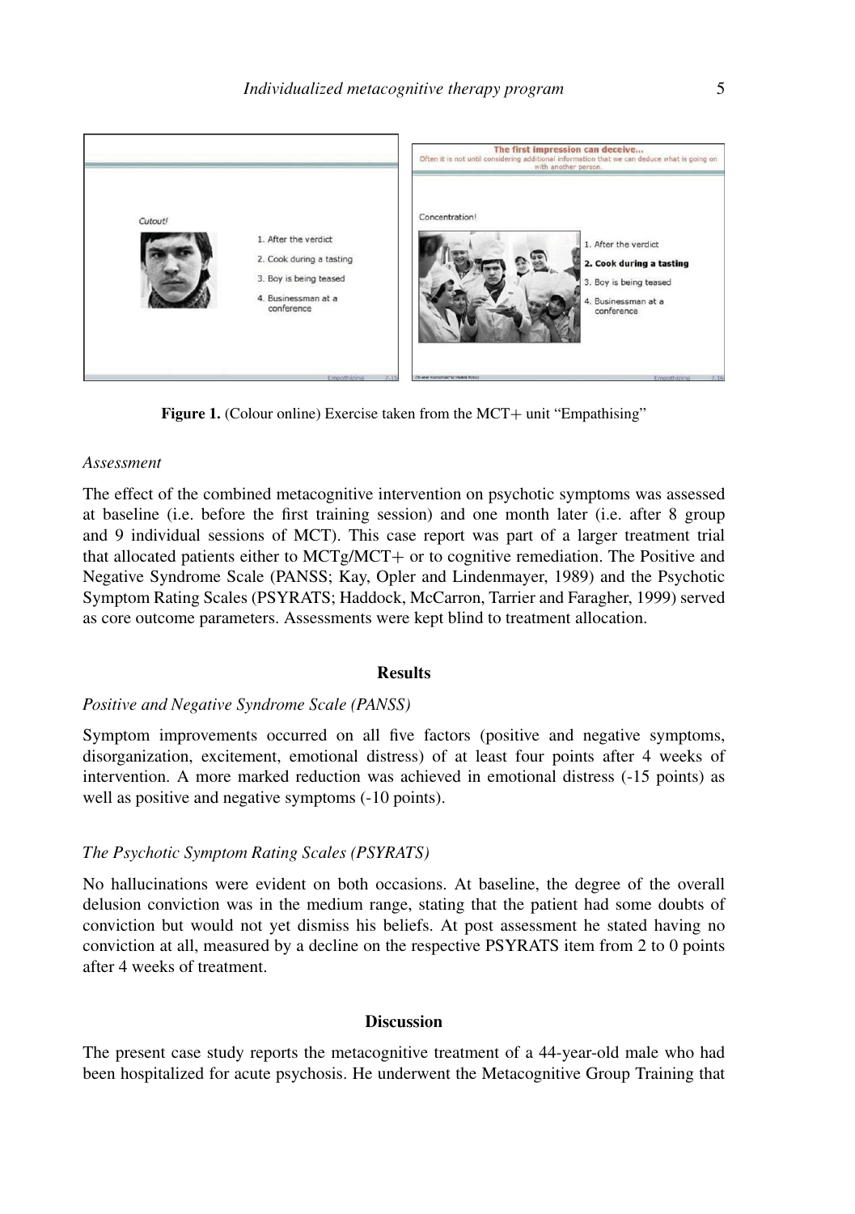Figure 1. (Colour online) Exercise taken from the MCT+ unit "Empathising"

*Assessment*

The effect of the combined metacognitive intervention on psychotic symptoms was assessed at baseline (i.e. before the first training session) and one month later (i.e. after 8 group and 9 individual sessions of MCT). This case report was part of a larger treatment trial that allocated patients either to MCTg/MCT+ or to cognitive remediation. The Positive and Negative Syndrome Scale (PANSS; Kay, Opler and Lindenmayer, 1989) and the Psychotic Symptom Rating Scales (PSYRATS; Haddock, McCarron, Tarrier and Faragher, 1999) served as core outcome parameters. Assessments were kept blind to treatment allocation.

## Results

*Positive and Negative Syndrome Scale (PANSS)*

Symptom improvements occurred on all five factors (positive and negative symptoms, disorganization, excitement, emotional distress) of at least four points after 4 weeks of intervention. A more marked reduction was achieved in emotional distress (-15 points) as well as positive and negative symptoms (-10 points).

*The Psychotic Symptom Rating Scales (PSYRATS)*

No hallucinations were evident on both occasions. At baseline, the degree of the overall delusion conviction was in the medium range, stating that the patient had some doubts of conviction but would not yet dismiss his beliefs. At post assessment he stated having no conviction at all, measured by a decline on the respective PSYRATS item from 2 to 0 points after 4 weeks of treatment.

## Discussion

The present case study reports the metacognitive treatment of a 44-year-old male who had been hospitalized for acute psychosis. He underwent the Metacognitive Group Training that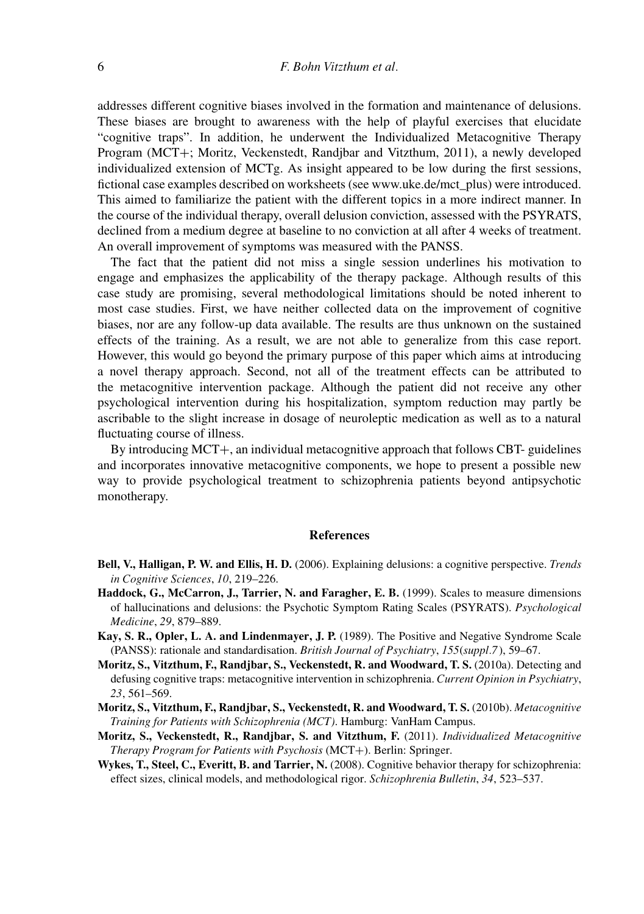addresses different cognitive biases involved in the formation and maintenance of delusions. These biases are brought to awareness with the help of playful exercises that elucidate "cognitive traps". In addition, he underwent the Individualized Metacognitive Therapy Program (MCT+; Moritz, Veckenstedt, Randjbar and Vitzthum, 2011), a newly developed individualized extension of MCTg. As insight appeared to be low during the first sessions, fictional case examples described on worksheets (see www.uke.de/mct_plus) were introduced. This aimed to familiarize the patient with the different topics in a more indirect manner. In the course of the individual therapy, overall delusion conviction, assessed with the PSYRATS, declined from a medium degree at baseline to no conviction at all after 4 weeks of treatment. An overall improvement of symptoms was measured with the PANSS.

The fact that the patient did not miss a single session underlines his motivation to engage and emphasizes the applicability of the therapy package. Although results of this case study are promising, several methodological limitations should be noted inherent to most case studies. First, we have neither collected data on the improvement of cognitive biases, nor are any follow-up data available. The results are thus unknown on the sustained effects of the training. As a result, we are not able to generalize from this case report. However, this would go beyond the primary purpose of this paper which aims at introducing a novel therapy approach. Second, not all of the treatment effects can be attributed to the metacognitive intervention package. Although the patient did not receive any other psychological intervention during his hospitalization, symptom reduction may partly be ascribable to the slight increase in dosage of neuroleptic medication as well as to a natural fluctuating course of illness.

By introducing MCT+, an individual metacognitive approach that follows CBT- guidelines and incorporates innovative metacognitive components, we hope to present a possible new way to provide psychological treatment to schizophrenia patients beyond antipsychotic monotherapy.

## References

**Bell, V., Halligan, P. W. and Ellis, H. D.** (2006). Explaining delusions: a cognitive perspective. *Trends in Cognitive Sciences*, *10*, 219–226.

**Haddock, G., McCarron, J., Tarrier, N. and Faragher, E. B.** (1999). Scales to measure dimensions of hallucinations and delusions: the Psychotic Symptom Rating Scales (PSYRATS). *Psychological Medicine*, *29*, 879–889.

**Kay, S. R., Opler, L. A. and Lindenmayer, J. P.** (1989). The Positive and Negative Syndrome Scale (PANSS): rationale and standardisation. *British Journal of Psychiatry*, *155*(*suppl.7*), 59–67.

**Moritz, S., Vitzthum, F., Randjbar, S., Veckenstedt, R. and Woodward, T. S.** (2010a). Detecting and defusing cognitive traps: metacognitive intervention in schizophrenia. *Current Opinion in Psychiatry*, *23*, 561–569.

**Moritz, S., Vitzthum, F., Randjbar, S., Veckenstedt, R. and Woodward, T. S.** (2010b). *Metacognitive Training for Patients with Schizophrenia (MCT)*. Hamburg: VanHam Campus.

**Moritz, S., Veckenstedt, R., Randjbar, S. and Vitzthum, F.** (2011). *Individualized Metacognitive Therapy Program for Patients with Psychosis* (MCT+). Berlin: Springer.

**Wykes, T., Steel, C., Everitt, B. and Tarrier, N.** (2008). Cognitive behavior therapy for schizophrenia: effect sizes, clinical models, and methodological rigor. *Schizophrenia Bulletin*, *34*, 523–537.